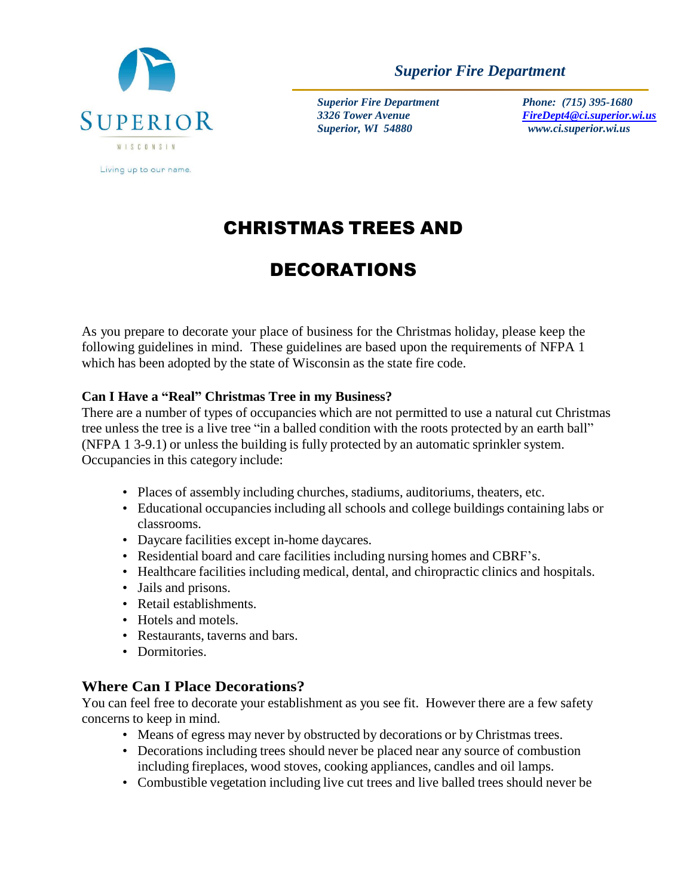SUPERIOR

WISCONSIN

Living up to our name.

*Superior Fire Department*

***Superior Fire Department***
***3326 Tower Avenue***
***Superior, WI 54880***

***Phone: (715) 395-1680***
***FireDept4@ci.superior.wi.us***
***www.ci.superior.wi.us***

# CHRISTMAS TREES AND DECORATIONS

As you prepare to decorate your place of business for the Christmas holiday, please keep the following guidelines in mind. These guidelines are based upon the requirements of NFPA 1 which has been adopted by the state of Wisconsin as the state fire code.

### Can I Have a "Real" Christmas Tree in my Business?

There are a number of types of occupancies which are not permitted to use a natural cut Christmas tree unless the tree is a live tree "in a balled condition with the roots protected by an earth ball" (NFPA 1 3-9.1) or unless the building is fully protected by an automatic sprinkler system. Occupancies in this category include:

- Places of assembly including churches, stadiums, auditoriums, theaters, etc.
- Educational occupancies including all schools and college buildings containing labs or classrooms.
- Daycare facilities except in-home daycares.
- Residential board and care facilities including nursing homes and CBRF's.
- Healthcare facilities including medical, dental, and chiropractic clinics and hospitals.
- Jails and prisons.
- Retail establishments.
- Hotels and motels.
- Restaurants, taverns and bars.
- Dormitories.

## Where Can I Place Decorations?

You can feel free to decorate your establishment as you see fit. However there are a few safety concerns to keep in mind.

- Means of egress may never by obstructed by decorations or by Christmas trees.
- Decorations including trees should never be placed near any source of combustion including fireplaces, wood stoves, cooking appliances, candles and oil lamps.
- Combustible vegetation including live cut trees and live balled trees should never be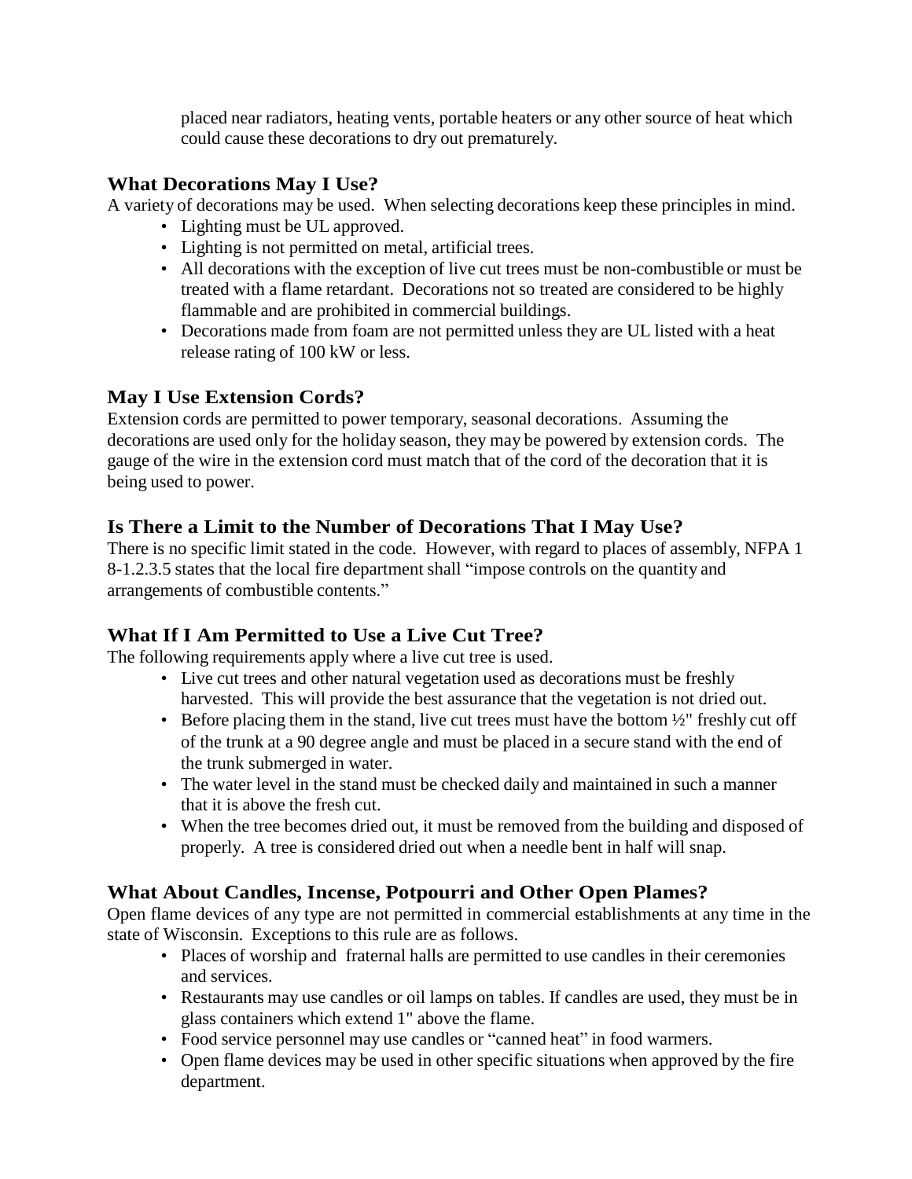placed near radiators, heating vents, portable heaters or any other source of heat which could cause these decorations to dry out prematurely.

### What Decorations May I Use?

A variety of decorations may be used. When selecting decorations keep these principles in mind.

- Lighting must be UL approved.
- Lighting is not permitted on metal, artificial trees.
- All decorations with the exception of live cut trees must be non-combustible or must be treated with a flame retardant. Decorations not so treated are considered to be highly flammable and are prohibited in commercial buildings.
- Decorations made from foam are not permitted unless they are UL listed with a heat release rating of 100 kW or less.

### May I Use Extension Cords?

Extension cords are permitted to power temporary, seasonal decorations. Assuming the decorations are used only for the holiday season, they may be powered by extension cords. The gauge of the wire in the extension cord must match that of the cord of the decoration that it is being used to power.

### Is There a Limit to the Number of Decorations That I May Use?

There is no specific limit stated in the code. However, with regard to places of assembly, NFPA 1 8-1.2.3.5 states that the local fire department shall "impose controls on the quantity and arrangements of combustible contents."

### What If I Am Permitted to Use a Live Cut Tree?

The following requirements apply where a live cut tree is used.

- Live cut trees and other natural vegetation used as decorations must be freshly harvested. This will provide the best assurance that the vegetation is not dried out.
- Before placing them in the stand, live cut trees must have the bottom ½" freshly cut off of the trunk at a 90 degree angle and must be placed in a secure stand with the end of the trunk submerged in water.
- The water level in the stand must be checked daily and maintained in such a manner that it is above the fresh cut.
- When the tree becomes dried out, it must be removed from the building and disposed of properly. A tree is considered dried out when a needle bent in half will snap.

### What About Candles, Incense, Potpourri and Other Open Plames?

Open flame devices of any type are not permitted in commercial establishments at any time in the state of Wisconsin. Exceptions to this rule are as follows.

- Places of worship and fraternal halls are permitted to use candles in their ceremonies and services.
- Restaurants may use candles or oil lamps on tables. If candles are used, they must be in glass containers which extend 1" above the flame.
- Food service personnel may use candles or "canned heat" in food warmers.
- Open flame devices may be used in other specific situations when approved by the fire department.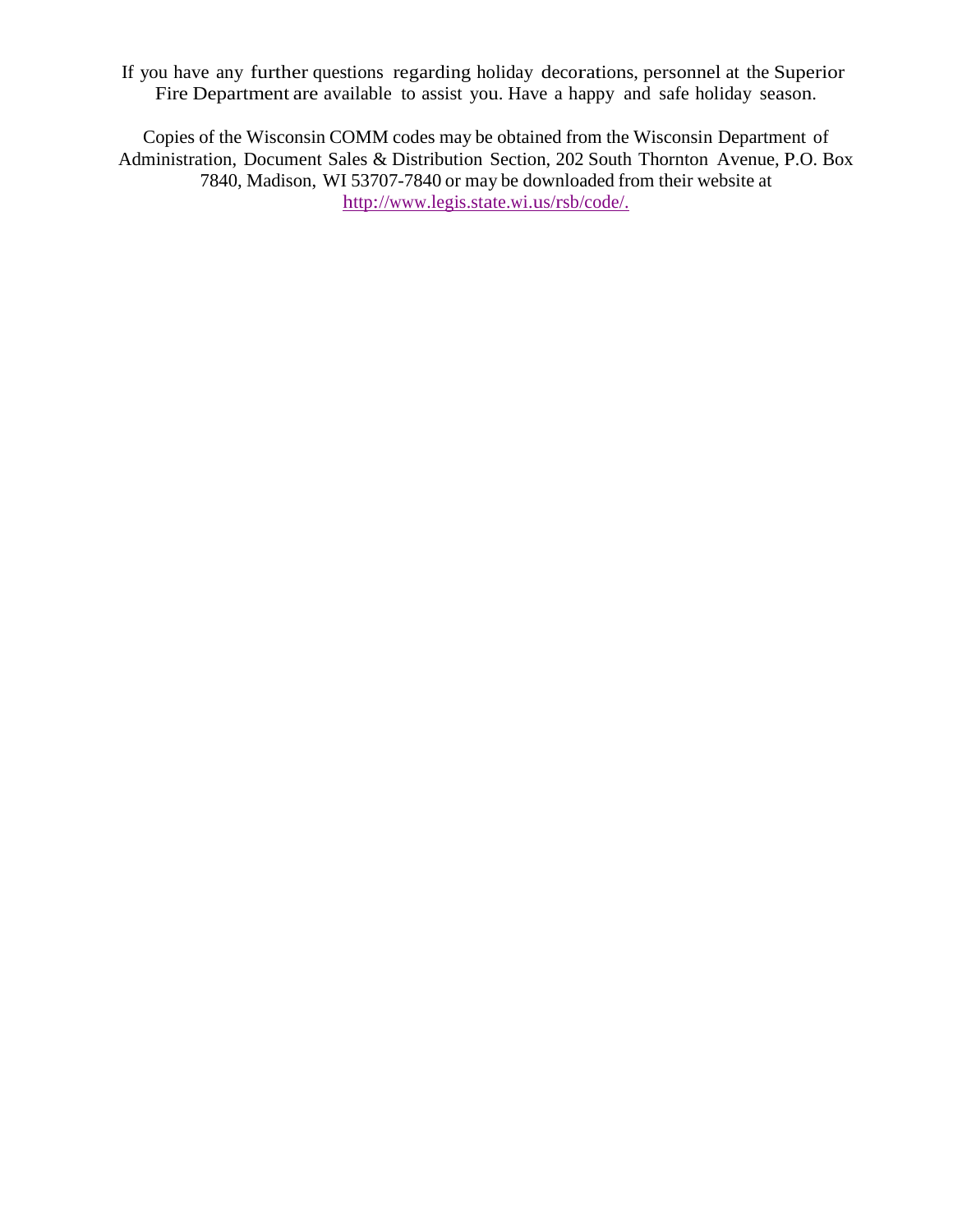If you have any further questions regarding holiday decorations, personnel at the Superior Fire Department are available to assist you. Have a happy and safe holiday season.

Copies of the Wisconsin COMM codes may be obtained from the Wisconsin Department of Administration, Document Sales & Distribution Section, 202 South Thornton Avenue, P.O. Box 7840, Madison, WI 53707-7840 or may be downloaded from their website at http://www.legis.state.wi.us/rsb/code/.